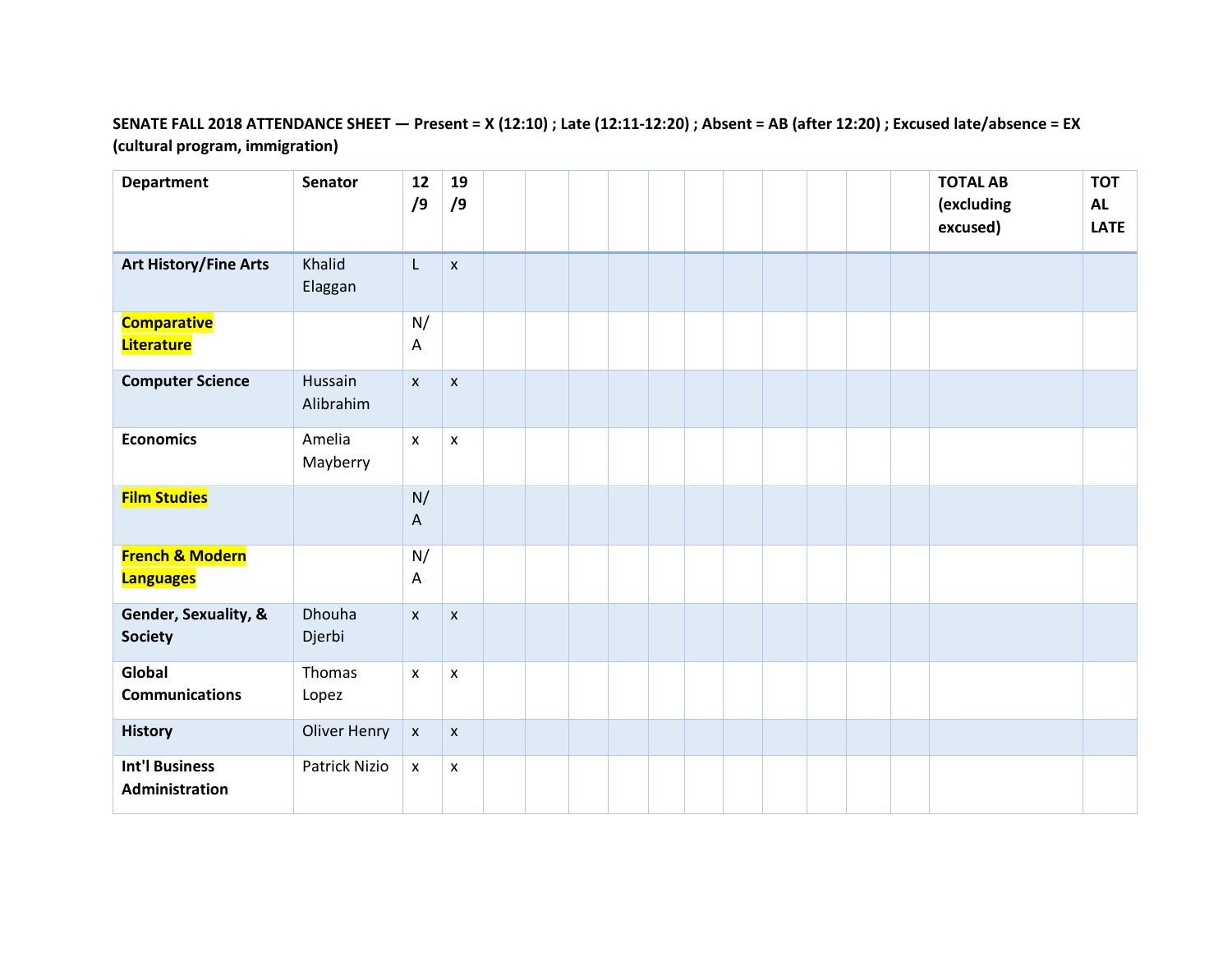**SENATE FALL 2018 ATTENDANCE SHEET — Present = X (12:10) ; Late (12:11-12:20) ; Absent = AB (after 12:20) ; Excused late/absence = EX (cultural program, immigration)**

| Department | Senator | 12/9 | 19/9 | | | | | | | | | | | TOTAL AB (excluding excused) | TOTAL LATE |
|---|---|---|---|---|---|---|---|---|---|---|---|---|---|---|---|
| **Art History/Fine Arts** | Khalid Elaggan | L | x | | | | | | | | | | | | |
| **Comparative Literature** | | N/A | | | | | | | | | | | | | |
| **Computer Science** | Hussain Alibrahim | x | x | | | | | | | | | | | | |
| **Economics** | Amelia Mayberry | x | x | | | | | | | | | | | | |
| **Film Studies** | | N/A | | | | | | | | | | | | | |
| **French & Modern Languages** | | N/A | | | | | | | | | | | | | |
| **Gender, Sexuality, & Society** | Dhouha Djerbi | x | x | | | | | | | | | | | | |
| **Global Communications** | Thomas Lopez | x | x | | | | | | | | | | | | |
| **History** | Oliver Henry | x | x | | | | | | | | | | | | |
| **Int'l Business Administration** | Patrick Nizio | x | x | | | | | | | | | | | | |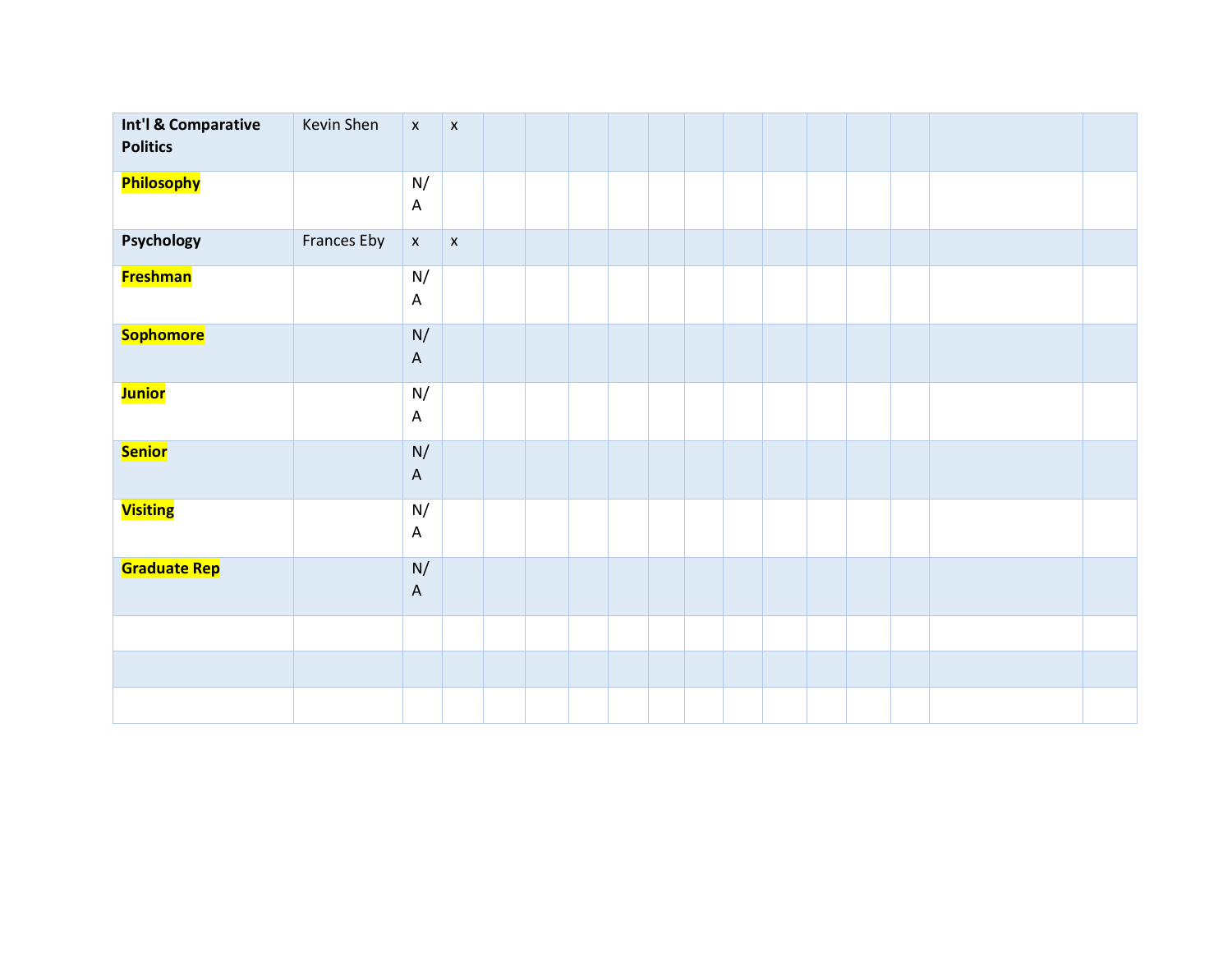| **Int'l & Comparative Politics** | Kevin Shen | x | x | | | | | | | | | | | | |
|---|---|---|---|---|---|---|---|---|---|---|---|---|---|---|---|
| **Philosophy** | | N/A | | | | | | | | | | | | | |
| **Psychology** | Frances Eby | x | x | | | | | | | | | | | | |
| **Freshman** | | N/A | | | | | | | | | | | | | |
| **Sophomore** | | N/A | | | | | | | | | | | | | |
| **Junior** | | N/A | | | | | | | | | | | | | |
| **Senior** | | N/A | | | | | | | | | | | | | |
| **Visiting** | | N/A | | | | | | | | | | | | | |
| **Graduate Rep** | | N/A | | | | | | | | | | | | | |
| | | | | | | | | | | | | | | | |
| | | | | | | | | | | | | | | | |
| | | | | | | | | | | | | | | | |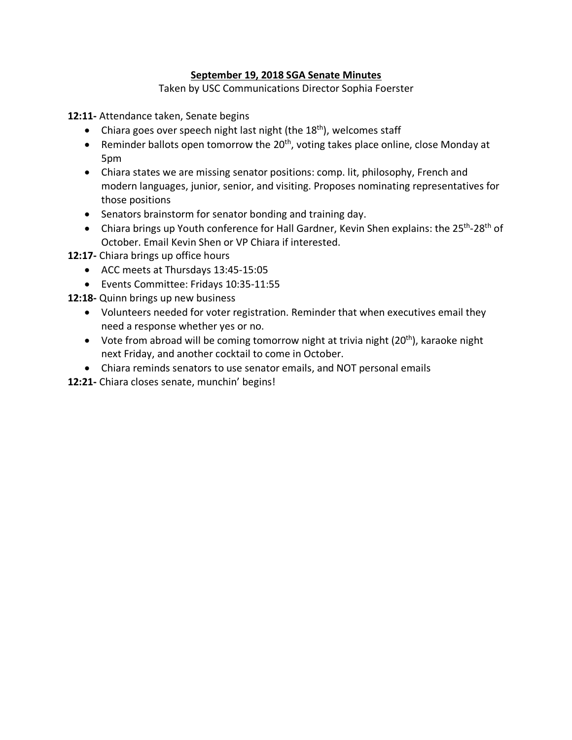**<u>September 19, 2018 SGA Senate Minutes</u>**

Taken by USC Communications Director Sophia Foerster

**12:11-** Attendance taken, Senate begins

- Chiara goes over speech night last night (the 18th), welcomes staff
- Reminder ballots open tomorrow the 20th, voting takes place online, close Monday at 5pm
- Chiara states we are missing senator positions: comp. lit, philosophy, French and modern languages, junior, senior, and visiting. Proposes nominating representatives for those positions
- Senators brainstorm for senator bonding and training day.
- Chiara brings up Youth conference for Hall Gardner, Kevin Shen explains: the 25th-28th of October. Email Kevin Shen or VP Chiara if interested.

**12:17-** Chiara brings up office hours

- ACC meets at Thursdays 13:45-15:05
- Events Committee: Fridays 10:35-11:55

**12:18-** Quinn brings up new business

- Volunteers needed for voter registration. Reminder that when executives email they need a response whether yes or no.
- Vote from abroad will be coming tomorrow night at trivia night (20th), karaoke night next Friday, and another cocktail to come in October.
- Chiara reminds senators to use senator emails, and NOT personal emails

**12:21-** Chiara closes senate, munchin' begins!